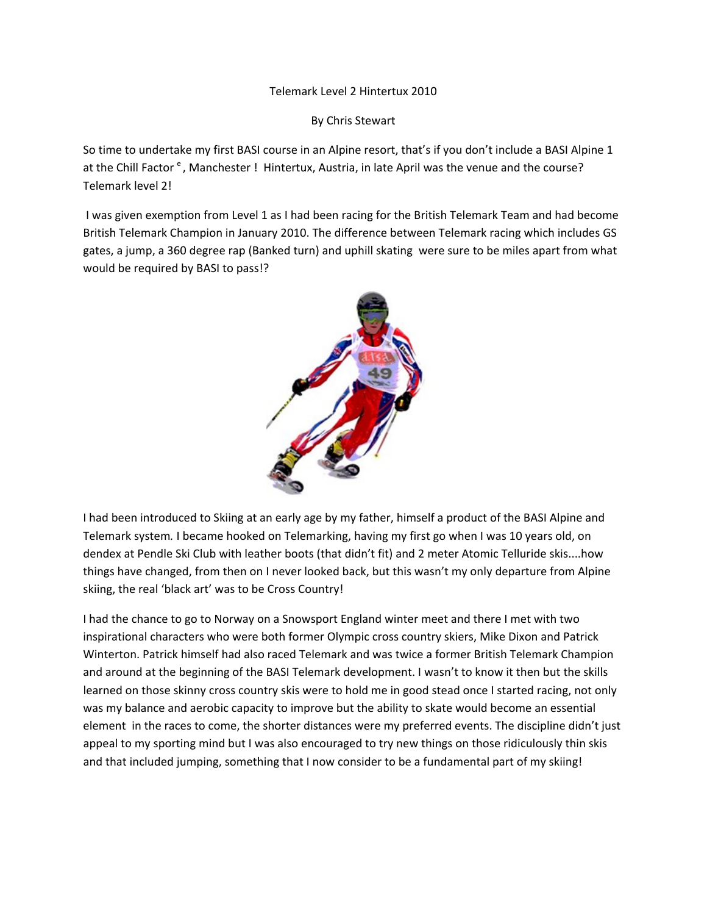# Telemark Level 2 Hintertux 2010

By Chris Stewart

So time to undertake my first BASI course in an Alpine resort, that's if you don't include a BASI Alpine 1 at the Chill Factor e, Manchester ! Hintertux, Austria, in late April was the venue and the course? Telemark level 2!

I was given exemption from Level 1 as I had been racing for the British Telemark Team and had become British Telemark Champion in January 2010. The difference between Telemark racing which includes GS gates, a jump, a 360 degree rap (Banked turn) and uphill skating were sure to be miles apart from what would be required by BASI to pass!?

I had been introduced to Skiing at an early age by my father, himself a product of the BASI Alpine and Telemark system. I became hooked on Telemarking, having my first go when I was 10 years old, on dendex at Pendle Ski Club with leather boots (that didn't fit) and 2 meter Atomic Telluride skis....how things have changed, from then on I never looked back, but this wasn't my only departure from Alpine skiing, the real 'black art' was to be Cross Country!

I had the chance to go to Norway on a Snowsport England winter meet and there I met with two inspirational characters who were both former Olympic cross country skiers, Mike Dixon and Patrick Winterton. Patrick himself had also raced Telemark and was twice a former British Telemark Champion and around at the beginning of the BASI Telemark development. I wasn't to know it then but the skills learned on those skinny cross country skis were to hold me in good stead once I started racing, not only was my balance and aerobic capacity to improve but the ability to skate would become an essential element in the races to come, the shorter distances were my preferred events. The discipline didn't just appeal to my sporting mind but I was also encouraged to try new things on those ridiculously thin skis and that included jumping, something that I now consider to be a fundamental part of my skiing!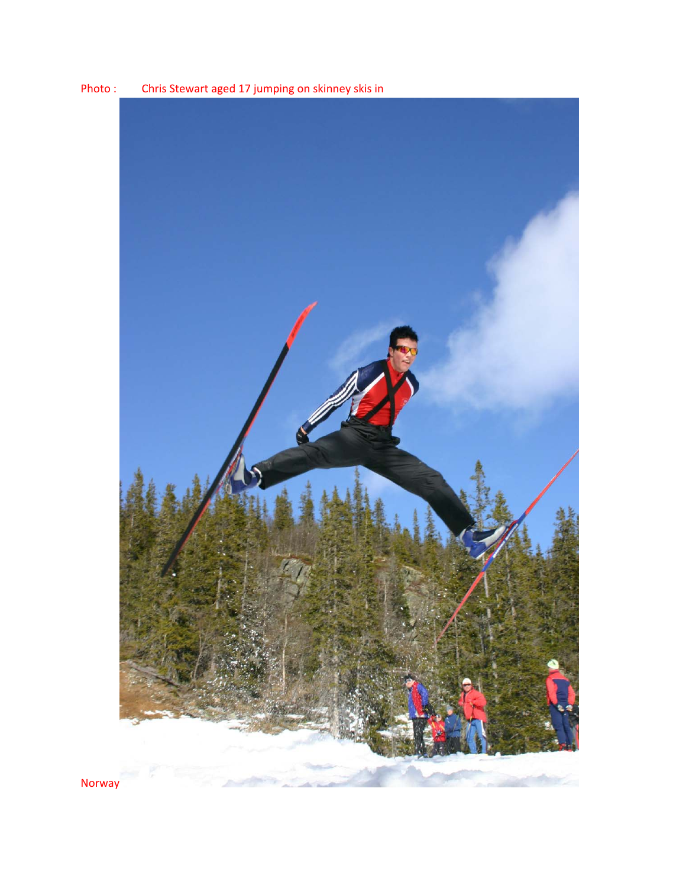Photo : Chris Stewart aged 17 jumping on skinney skis in

Norway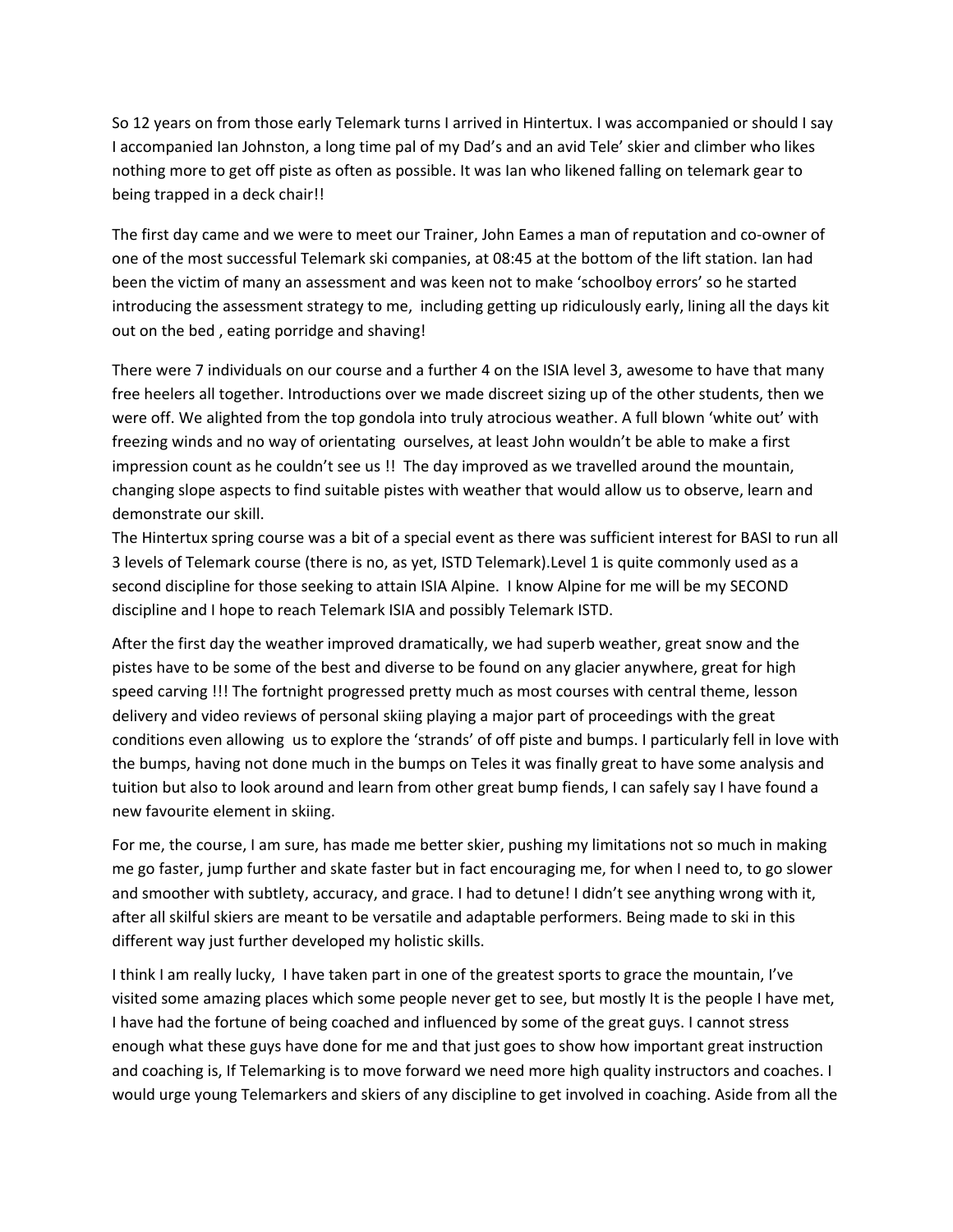So 12 years on from those early Telemark turns I arrived in Hintertux. I was accompanied or should I say I accompanied Ian Johnston, a long time pal of my Dad's and an avid Tele' skier and climber who likes nothing more to get off piste as often as possible. It was Ian who likened falling on telemark gear to being trapped in a deck chair!!

The first day came and we were to meet our Trainer, John Eames a man of reputation and co-owner of one of the most successful Telemark ski companies, at 08:45 at the bottom of the lift station. Ian had been the victim of many an assessment and was keen not to make 'schoolboy errors' so he started introducing the assessment strategy to me, including getting up ridiculously early, lining all the days kit out on the bed , eating porridge and shaving!

There were 7 individuals on our course and a further 4 on the ISIA level 3, awesome to have that many free heelers all together. Introductions over we made discreet sizing up of the other students, then we were off. We alighted from the top gondola into truly atrocious weather. A full blown 'white out' with freezing winds and no way of orientating ourselves, at least John wouldn't be able to make a first impression count as he couldn't see us !! The day improved as we travelled around the mountain, changing slope aspects to find suitable pistes with weather that would allow us to observe, learn and demonstrate our skill.
The Hintertux spring course was a bit of a special event as there was sufficient interest for BASI to run all 3 levels of Telemark course (there is no, as yet, ISTD Telemark).Level 1 is quite commonly used as a second discipline for those seeking to attain ISIA Alpine. I know Alpine for me will be my SECOND discipline and I hope to reach Telemark ISIA and possibly Telemark ISTD.

After the first day the weather improved dramatically, we had superb weather, great snow and the pistes have to be some of the best and diverse to be found on any glacier anywhere, great for high speed carving !!! The fortnight progressed pretty much as most courses with central theme, lesson delivery and video reviews of personal skiing playing a major part of proceedings with the great conditions even allowing us to explore the 'strands' of off piste and bumps. I particularly fell in love with the bumps, having not done much in the bumps on Teles it was finally great to have some analysis and tuition but also to look around and learn from other great bump fiends, I can safely say I have found a new favourite element in skiing.

For me, the course, I am sure, has made me better skier, pushing my limitations not so much in making me go faster, jump further and skate faster but in fact encouraging me, for when I need to, to go slower and smoother with subtlety, accuracy, and grace. I had to detune! I didn't see anything wrong with it, after all skilful skiers are meant to be versatile and adaptable performers. Being made to ski in this different way just further developed my holistic skills.

I think I am really lucky, I have taken part in one of the greatest sports to grace the mountain, I've visited some amazing places which some people never get to see, but mostly It is the people I have met, I have had the fortune of being coached and influenced by some of the great guys. I cannot stress enough what these guys have done for me and that just goes to show how important great instruction and coaching is, If Telemarking is to move forward we need more high quality instructors and coaches. I would urge young Telemarkers and skiers of any discipline to get involved in coaching. Aside from all the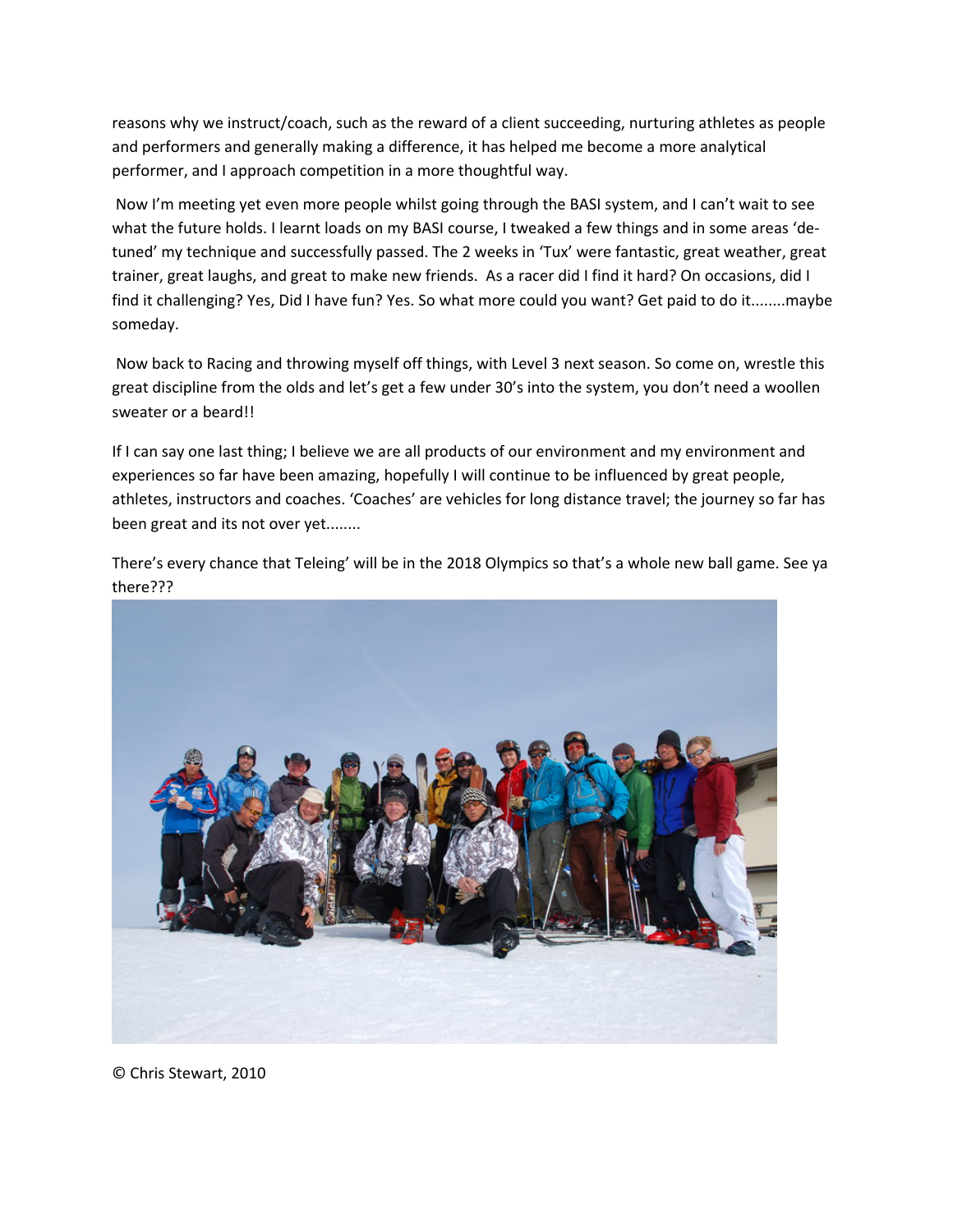reasons why we instruct/coach, such as the reward of a client succeeding, nurturing athletes as people and performers and generally making a difference, it has helped me become a more analytical performer, and I approach competition in a more thoughtful way.

Now I'm meeting yet even more people whilst going through the BASI system, and I can't wait to see what the future holds. I learnt loads on my BASI course, I tweaked a few things and in some areas 'de-tuned' my technique and successfully passed. The 2 weeks in 'Tux' were fantastic, great weather, great trainer, great laughs, and great to make new friends. As a racer did I find it hard? On occasions, did I find it challenging? Yes, Did I have fun? Yes. So what more could you want? Get paid to do it........maybe someday.

Now back to Racing and throwing myself off things, with Level 3 next season. So come on, wrestle this great discipline from the olds and let's get a few under 30's into the system, you don't need a woollen sweater or a beard!!

If I can say one last thing; I believe we are all products of our environment and my environment and experiences so far have been amazing, hopefully I will continue to be influenced by great people, athletes, instructors and coaches. 'Coaches' are vehicles for long distance travel; the journey so far has been great and its not over yet........

There's every chance that Teleing' will be in the 2018 Olympics so that's a whole new ball game. See ya there???

© Chris Stewart, 2010